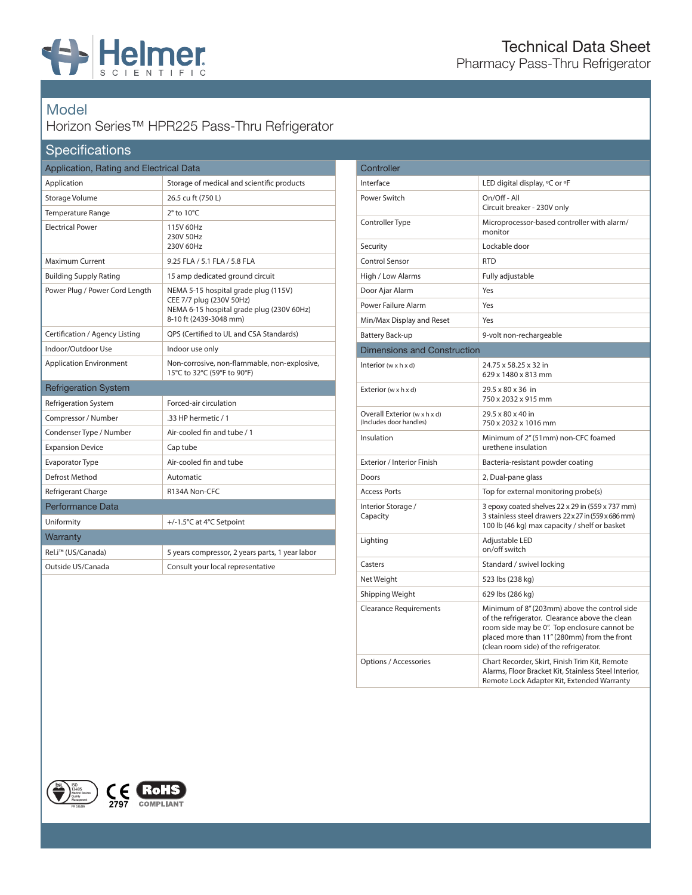# Technical Data Sheet

Pharmacy Pass-Thru Refrigerator

## Model

Horizon Series™ HPR225 Pass-Thru Refrigerator

## Specifications

### Application, Rating and Electrical Data

| | |
|---|---|
| Application | Storage of medical and scientific products |
| Storage Volume | 26.5 cu ft (750 L) |
| Temperature Range | 2° to 10°C |
| Electrical Power | 115V 60Hz<br>230V 50Hz<br>230V 60Hz |
| Maximum Current | 9.25 FLA / 5.1 FLA / 5.8 FLA |
| Building Supply Rating | 15 amp dedicated ground circuit |
| Power Plug / Power Cord Length | NEMA 5-15 hospital grade plug (115V)<br>CEE 7/7 plug (230V 50Hz)<br>NEMA 6-15 hospital grade plug (230V 60Hz)<br>8-10 ft (2439-3048 mm) |
| Certification / Agency Listing | QPS (Certified to UL and CSA Standards) |
| Indoor/Outdoor Use | Indoor use only |
| Application Environment | Non-corrosive, non-flammable, non-explosive, 15°C to 32°C (59°F to 90°F) |

### Refrigeration System

| | |
|---|---|
| Refrigeration System | Forced-air circulation |
| Compressor / Number | .33 HP hermetic / 1 |
| Condenser Type / Number | Air-cooled fin and tube / 1 |
| Expansion Device | Cap tube |
| Evaporator Type | Air-cooled fin and tube |
| Defrost Method | Automatic |
| Refrigerant Charge | R134A Non-CFC |

### Performance Data

| | |
|---|---|
| Uniformity | +/-1.5°C at 4°C Setpoint |

### Warranty

| | |
|---|---|
| Rel.i™ (US/Canada) | 5 years compressor, 2 years parts, 1 year labor |
| Outside US/Canada | Consult your local representative |

### Controller

| | |
|---|---|
| Interface | LED digital display, ºC or ºF |
| Power Switch | On/Off - All<br>Circuit breaker - 230V only |
| Controller Type | Microprocessor-based controller with alarm/ monitor |
| Security | Lockable door |
| Control Sensor | RTD |
| High / Low Alarms | Fully adjustable |
| Door Ajar Alarm | Yes |
| Power Failure Alarm | Yes |
| Min/Max Display and Reset | Yes |
| Battery Back-up | 9-volt non-rechargeable |

### Dimensions and Construction

| | |
|---|---|
| Interior (w x h x d) | 24.75 x 58.25 x 32 in<br>629 x 1480 x 813 mm |
| Exterior (w x h x d) | 29.5 x 80 x 36 in<br>750 x 2032 x 915 mm |
| Overall Exterior (w x h x d) (Includes door handles) | 29.5 x 80 x 40 in<br>750 x 2032 x 1016 mm |
| Insulation | Minimum of 2" (51mm) non-CFC foamed urethene insulation |
| Exterior / Interior Finish | Bacteria-resistant powder coating |
| Doors | 2, Dual-pane glass |
| Access Ports | Top for external monitoring probe(s) |
| Interior Storage / Capacity | 3 epoxy coated shelves 22 x 29 in (559 x 737 mm)<br>3 stainless steel drawers 22 x 27 in (559 x 686 mm)<br>100 lb (46 kg) max capacity / shelf or basket |
| Lighting | Adjustable LED<br>on/off switch |
| Casters | Standard / swivel locking |
| Net Weight | 523 lbs (238 kg) |
| Shipping Weight | 629 lbs (286 kg) |
| Clearance Requirements | Minimum of 8" (203mm) above the control side of the refrigerator. Clearance above the clean room side may be 0". Top enclosure cannot be placed more than 11" (280mm) from the front (clean room side) of the refrigerator. |
| Options / Accessories | Chart Recorder, Skirt, Finish Trim Kit, Remote Alarms, Floor Bracket Kit, Stainless Steel Interior, Remote Lock Adapter Kit, Extended Warranty |

CE 2797 RoHS COMPLIANT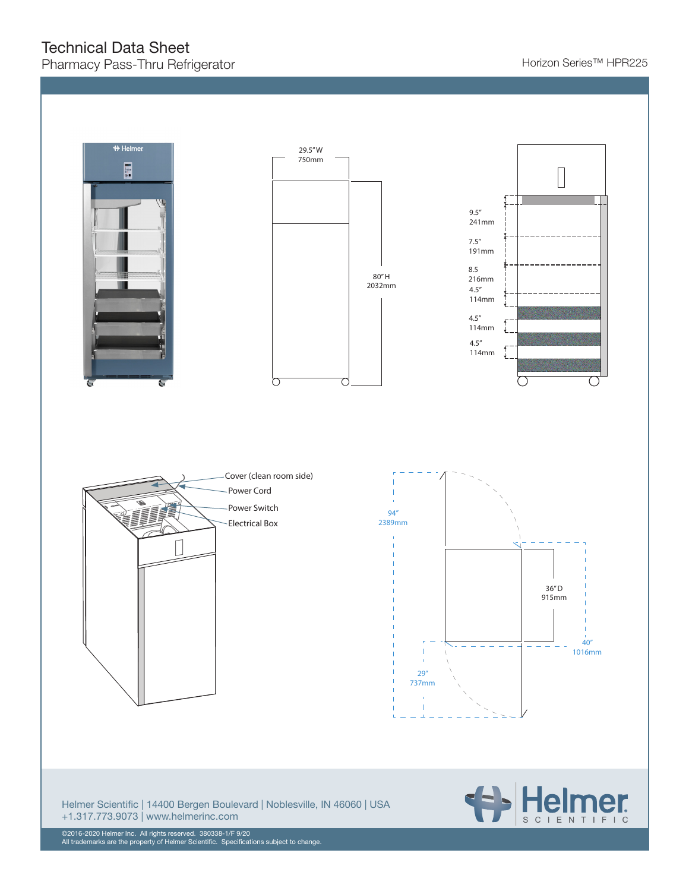# Technical Data Sheet

## Pharmacy Pass-Thru Refrigerator

Horizon Series™ HPR225

29.5"W
750mm

80"H
2032mm

9.5"
241mm

7.5"
191mm

8.5
216mm

4.5"
114mm

4.5"
114mm

4.5"
114mm

Cover (clean room side)

Power Cord

Power Switch

Electrical Box

94"
2389mm

36"D
915mm

40"
1016mm

29"
737mm

Helmer Scientific | 14400 Bergen Boulevard | Noblesville, IN 46060 | USA
+1.317.773.9073 | www.helmerinc.com

©2016-2020 Helmer Inc. All rights reserved. 380338-1/F 9/20
All trademarks are the property of Helmer Scientific. Specifications subject to change.